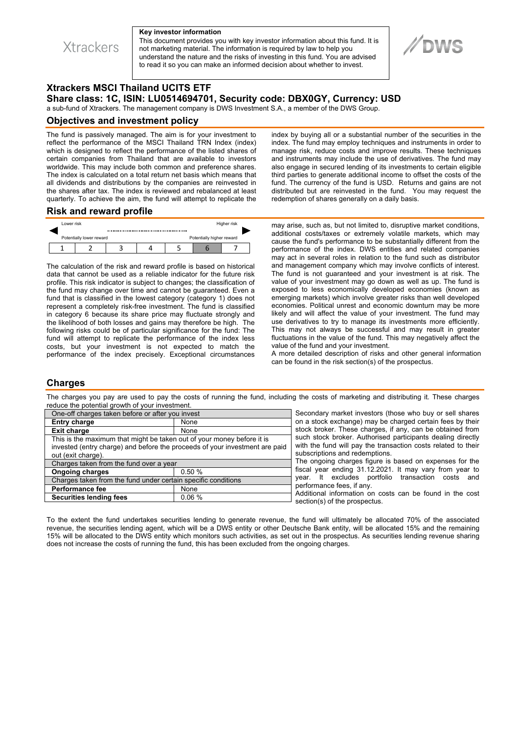Xtrackers

**Key investor information**

This document provides you with key investor information about this fund. It is not marketing material. The information is required by law to help you understand the nature and the risks of investing in this fund. You are advised to read it so you can make an informed decision about whether to invest.

DWS

# Xtrackers MSCI Thailand UCITS ETF

## Share class: 1C, ISIN: LU0514694701, Security code: DBX0GY, Currency: USD

a sub-fund of Xtrackers. The management company is DWS Investment S.A., a member of the DWS Group.

## Objectives and investment policy

The fund is passively managed. The aim is for your investment to reflect the performance of the MSCI Thailand TRN Index (index) which is designed to reflect the performance of the listed shares of certain companies from Thailand that are available to investors worldwide. This may include both common and preference shares. The index is calculated on a total return net basis which means that all dividends and distributions by the companies are reinvested in the shares after tax. The index is reviewed and rebalanced at least quarterly. To achieve the aim, the fund will attempt to replicate the index by buying all or a substantial number of the securities in the index. The fund may employ techniques and instruments in order to manage risk, reduce costs and improve results. These techniques and instruments may include the use of derivatives. The fund may also engage in secured lending of its investments to certain eligible third parties to generate additional income to offset the costs of the fund. The currency of the fund is USD. Returns and gains are not distributed but are reinvested in the fund. You may request the redemption of shares generally on a daily basis.

## Risk and reward profile

| Lower risk | | | | | | Higher risk |
|---|---|---|---|---|---|---|
| Potentially lower reward | | | | | | Potentially higher reward |
| 1 | 2 | 3 | 4 | 5 | **6** | 7 |

The calculation of the risk and reward profile is based on historical data that cannot be used as a reliable indicator for the future risk profile. This risk indicator is subject to changes; the classification of the fund may change over time and cannot be guaranteed. Even a fund that is classified in the lowest category (category 1) does not represent a completely risk-free investment. The fund is classified in category 6 because its share price may fluctuate strongly and the likelihood of both losses and gains may therefore be high. The following risks could be of particular significance for the fund: The fund will attempt to replicate the performance of the index less costs, but your investment is not expected to match the performance of the index precisely. Exceptional circumstances may arise, such as, but not limited to, disruptive market conditions, additional costs/taxes or extremely volatile markets, which may cause the fund's performance to be substantially different from the performance of the index. DWS entities and related companies may act in several roles in relation to the fund such as distributor and management company which may involve conflicts of interest. The fund is not guaranteed and your investment is at risk. The value of your investment may go down as well as up. The fund is exposed to less economically developed economies (known as emerging markets) which involve greater risks than well developed economies. Political unrest and economic downturn may be more likely and will affect the value of your investment. The fund may use derivatives to try to manage its investments more efficiently. This may not always be successful and may result in greater fluctuations in the value of the fund. This may negatively affect the value of the fund and your investment.

A more detailed description of risks and other general information can be found in the risk section(s) of the prospectus.

## Charges

The charges you pay are used to pay the costs of running the fund, including the costs of marketing and distributing it. These charges reduce the potential growth of your investment.

| One-off charges taken before or after you invest | |
|---|---|
| **Entry charge** | None |
| **Exit charge** | None |
| This is the maximum that might be taken out of your money before it is invested (entry charge) and before the proceeds of your investment are paid out (exit charge). | |
| Charges taken from the fund over a year | |
| **Ongoing charges** | 0.50 % |
| Charges taken from the fund under certain specific conditions | |
| **Performance fee** | None |
| **Securities lending fees** | 0.06 % |

Secondary market investors (those who buy or sell shares on a stock exchange) may be charged certain fees by their stock broker. These charges, if any, can be obtained from such stock broker. Authorised participants dealing directly with the fund will pay the transaction costs related to their subscriptions and redemptions.

The ongoing charges figure is based on expenses for the fiscal year ending 31.12.2021. It may vary from year to year. It excludes portfolio transaction costs and performance fees, if any.

Additional information on costs can be found in the cost section(s) of the prospectus.

To the extent the fund undertakes securities lending to generate revenue, the fund will ultimately be allocated 70% of the associated revenue, the securities lending agent, which will be a DWS entity or other Deutsche Bank entity, will be allocated 15% and the remaining 15% will be allocated to the DWS entity which monitors such activities, as set out in the prospectus. As securities lending revenue sharing does not increase the costs of running the fund, this has been excluded from the ongoing charges.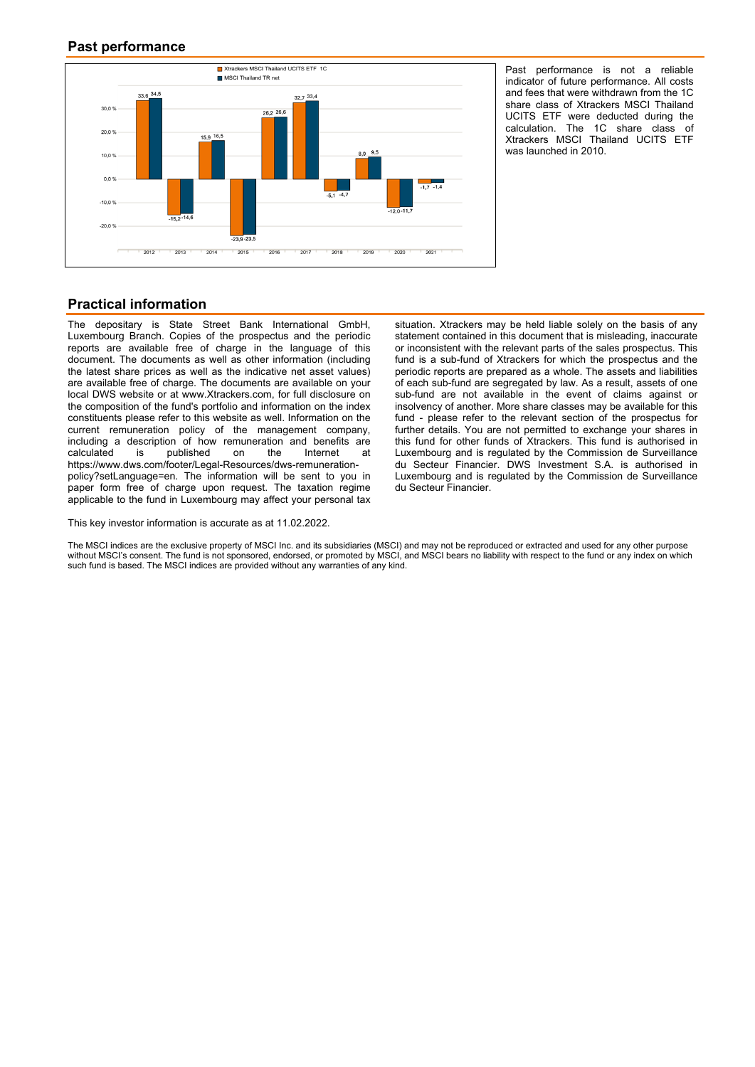## Past performance

Xtrackers MSCI Thailand UCITS ETF 1C
MSCI Thailand TR net

30,0 %
20,0 %
10,0 %
0,0 %
-10,0 %
-20,0 %

2012: 33,6 34,5
2013: -15,2 -14,6
2014: 15,9 16,5
2015: -23,9 -23,5
2016: 26,2 26,6
2017: 32,7 33,4
2018: -5,1 -4,7
2019: 8,9 9,5
2020: -12,0 -11,7
2021: -1,7 -1,4

Past performance is not a reliable indicator of future performance. All costs and fees that were withdrawn from the 1C share class of Xtrackers MSCI Thailand UCITS ETF were deducted during the calculation. The 1C share class of Xtrackers MSCI Thailand UCITS ETF was launched in 2010.

## Practical information

The depositary is State Street Bank International GmbH, Luxembourg Branch. Copies of the prospectus and the periodic reports are available free of charge in the language of this document. The documents as well as other information (including the latest share prices as well as the indicative net asset values) are available free of charge. The documents are available on your local DWS website or at www.Xtrackers.com, for full disclosure on the composition of the fund's portfolio and information on the index constituents please refer to this website as well. Information on the current remuneration policy of the management company, including a description of how remuneration and benefits are calculated is published on the Internet at https://www.dws.com/footer/Legal-Resources/dws-remuneration-policy?setLanguage=en. The information will be sent to you in paper form free of charge upon request. The taxation regime applicable to the fund in Luxembourg may affect your personal tax situation. Xtrackers may be held liable solely on the basis of any statement contained in this document that is misleading, inaccurate or inconsistent with the relevant parts of the sales prospectus. This fund is a sub-fund of Xtrackers for which the prospectus and the periodic reports are prepared as a whole. The assets and liabilities of each sub-fund are segregated by law. As a result, assets of one sub-fund are not available in the event of claims against or insolvency of another. More share classes may be available for this fund - please refer to the relevant section of the prospectus for further details. You are not permitted to exchange your shares in this fund for other funds of Xtrackers. This fund is authorised in Luxembourg and is regulated by the Commission de Surveillance du Secteur Financier. DWS Investment S.A. is authorised in Luxembourg and is regulated by the Commission de Surveillance du Secteur Financier.

This key investor information is accurate as at 11.02.2022.

The MSCI indices are the exclusive property of MSCI Inc. and its subsidiaries (MSCI) and may not be reproduced or extracted and used for any other purpose without MSCI's consent. The fund is not sponsored, endorsed, or promoted by MSCI, and MSCI bears no liability with respect to the fund or any index on which such fund is based. The MSCI indices are provided without any warranties of any kind.